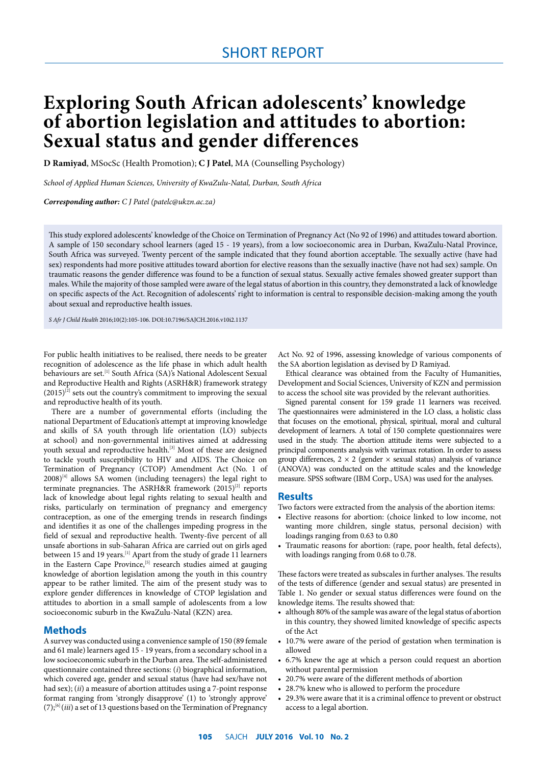SHORT REPORT

# Exploring South African adolescents' knowledge of abortion legislation and attitudes to abortion: Sexual status and gender differences

**D Ramiyad**, MSocSc (Health Promotion); **C J Patel**, MA (Counselling Psychology)

*School of Applied Human Sciences, University of KwaZulu-Natal, Durban, South Africa*

***Corresponding author:*** *C J Patel (patelc@ukzn.ac.za)*

This study explored adolescents' knowledge of the Choice on Termination of Pregnancy Act (No 92 of 1996) and attitudes toward abortion. A sample of 150 secondary school learners (aged 15 - 19 years), from a low socioeconomic area in Durban, KwaZulu-Natal Province, South Africa was surveyed. Twenty percent of the sample indicated that they found abortion acceptable. The sexually active (have had sex) respondents had more positive attitudes toward abortion for elective reasons than the sexually inactive (have not had sex) sample. On traumatic reasons the gender difference was found to be a function of sexual status. Sexually active females showed greater support than males. While the majority of those sampled were aware of the legal status of abortion in this country, they demonstrated a lack of knowledge on specific aspects of the Act. Recognition of adolescents' right to information is central to responsible decision-making among the youth about sexual and reproductive health issues.

*S Afr J Child Health* 2016;10(2):105-106. DOI:10.7196/SAJCH.2016.v10i2.1137

For public health initiatives to be realised, there needs to be greater recognition of adolescence as the life phase in which adult health behaviours are set.[1] South Africa (SA)'s National Adolescent Sexual and Reproductive Health and Rights (ASRH&R) framework strategy (2015)[2] sets out the country's commitment to improving the sexual and reproductive health of its youth.

There are a number of governmental efforts (including the national Department of Education's attempt at improving knowledge and skills of SA youth through life orientation (LO) subjects at school) and non-governmental initiatives aimed at addressing youth sexual and reproductive health.[3] Most of these are designed to tackle youth susceptibility to HIV and AIDS. The Choice on Termination of Pregnancy (CTOP) Amendment Act (No. 1 of 2008)[4] allows SA women (including teenagers) the legal right to terminate pregnancies. The ASRH&R framework (2015)[2] reports lack of knowledge about legal rights relating to sexual health and risks, particularly on termination of pregnancy and emergency contraception, as one of the emerging trends in research findings and identifies it as one of the challenges impeding progress in the field of sexual and reproductive health. Twenty-five percent of all unsafe abortions in sub-Saharan Africa are carried out on girls aged between 15 and 19 years.[1] Apart from the study of grade 11 learners in the Eastern Cape Province,[5] research studies aimed at gauging knowledge of abortion legislation among the youth in this country appear to be rather limited. The aim of the present study was to explore gender differences in knowledge of CTOP legislation and attitudes to abortion in a small sample of adolescents from a low socioeconomic suburb in the KwaZulu-Natal (KZN) area.

## Methods

A survey was conducted using a convenience sample of 150 (89 female and 61 male) learners aged 15 - 19 years, from a secondary school in a low socioeconomic suburb in the Durban area. The self-administered questionnaire contained three sections: (*i*) biographical information, which covered age, gender and sexual status (have had sex/have not had sex); (*ii*) a measure of abortion attitudes using a 7-point response format ranging from 'strongly disapprove' (1) to 'strongly approve' (7);[6] (*iii*) a set of 13 questions based on the Termination of Pregnancy Act No. 92 of 1996, assessing knowledge of various components of the SA abortion legislation as devised by D Ramiyad.

Ethical clearance was obtained from the Faculty of Humanities, Development and Social Sciences, University of KZN and permission to access the school site was provided by the relevant authorities.

Signed parental consent for 159 grade 11 learners was received. The questionnaires were administered in the LO class, a holistic class that focuses on the emotional, physical, spiritual, moral and cultural development of learners. A total of 150 complete questionnaires were used in the study. The abortion attitude items were subjected to a principal components analysis with varimax rotation. In order to assess group differences, 2 × 2 (gender × sexual status) analysis of variance (ANOVA) was conducted on the attitude scales and the knowledge measure. SPSS software (IBM Corp., USA) was used for the analyses.

## Results

Two factors were extracted from the analysis of the abortion items:

- Elective reasons for abortion: (choice linked to low income, not wanting more children, single status, personal decision) with loadings ranging from 0.63 to 0.80
- Traumatic reasons for abortion: (rape, poor health, fetal defects), with loadings ranging from 0.68 to 0.78.

These factors were treated as subscales in further analyses. The results of the tests of difference (gender and sexual status) are presented in Table 1. No gender or sexual status differences were found on the knowledge items. The results showed that:

- although 80% of the sample was aware of the legal status of abortion in this country, they showed limited knowledge of specific aspects of the Act
- 10.7% were aware of the period of gestation when termination is allowed
- 6.7% knew the age at which a person could request an abortion without parental permission
- 20.7% were aware of the different methods of abortion
- 28.7% knew who is allowed to perform the procedure
- 29.3% were aware that it is a criminal offence to prevent or obstruct access to a legal abortion.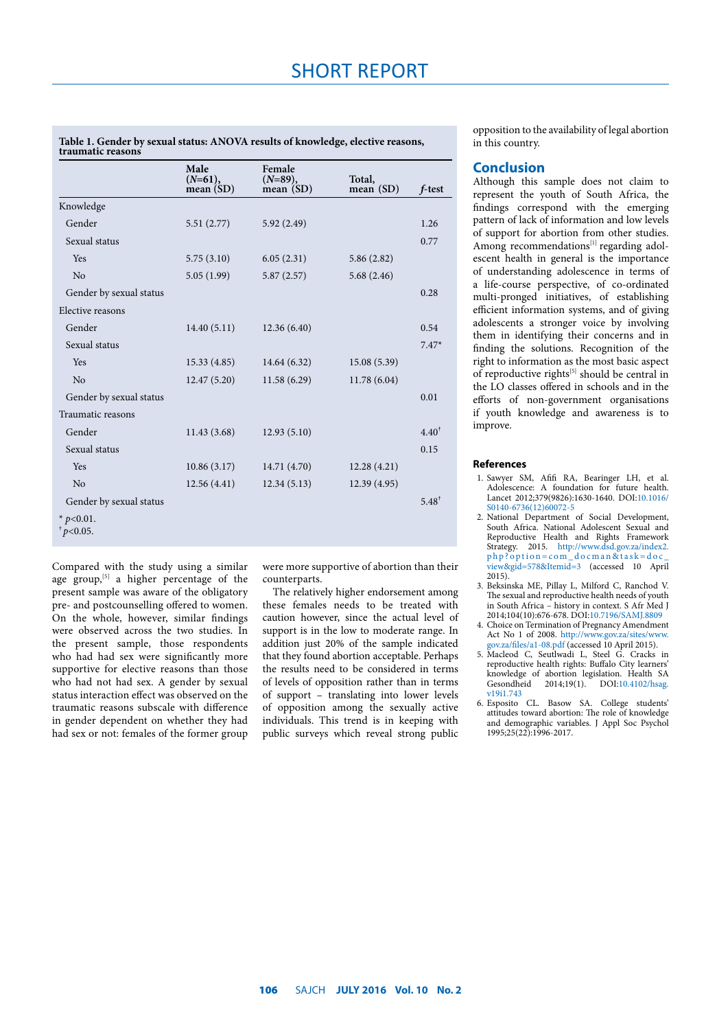**Table 1. Gender by sexual status: ANOVA results of knowledge, elective reasons, traumatic reasons**

| | Male ($N$=61), mean (SD) | Female ($N$=89), mean (SD) | Total, mean (SD) | $f$-test |
|---|---|---|---|---|
| Knowledge | | | | |
| Gender | 5.51 (2.77) | 5.92 (2.49) | | 1.26 |
| Sexual status | | | | 0.77 |
| Yes | 5.75 (3.10) | 6.05 (2.31) | 5.86 (2.82) | |
| No | 5.05 (1.99) | 5.87 (2.57) | 5.68 (2.46) | |
| Gender by sexual status | | | | 0.28 |
| Elective reasons | | | | |
| Gender | 14.40 (5.11) | 12.36 (6.40) | | 0.54 |
| Sexual status | | | | 7.47* |
| Yes | 15.33 (4.85) | 14.64 (6.32) | 15.08 (5.39) | |
| No | 12.47 (5.20) | 11.58 (6.29) | 11.78 (6.04) | |
| Gender by sexual status | | | | 0.01 |
| Traumatic reasons | | | | |
| Gender | 11.43 (3.68) | 12.93 (5.10) | | 4.40† |
| Sexual status | | | | 0.15 |
| Yes | 10.86 (3.17) | 14.71 (4.70) | 12.28 (4.21) | |
| No | 12.56 (4.41) | 12.34 (5.13) | 12.39 (4.95) | |
| Gender by sexual status | | | | 5.48† |

* $p<0.01$.
† $p<0.05$.

Compared with the study using a similar age group,[5] a higher percentage of the present sample was aware of the obligatory pre- and postcounselling offered to women. On the whole, however, similar findings were observed across the two studies. In the present sample, those respondents who had had sex were significantly more supportive for elective reasons than those who had not had sex. A gender by sexual status interaction effect was observed on the traumatic reasons subscale with difference in gender dependent on whether they had had sex or not: females of the former group were more supportive of abortion than their counterparts.

The relatively higher endorsement among these females needs to be treated with caution however, since the actual level of support is in the low to moderate range. In addition just 20% of the sample indicated that they found abortion acceptable. Perhaps the results need to be considered in terms of levels of opposition rather than in terms of support – translating into lower levels of opposition among the sexually active individuals. This trend is in keeping with public surveys which reveal strong public opposition to the availability of legal abortion in this country.

## Conclusion

Although this sample does not claim to represent the youth of South Africa, the findings correspond with the emerging pattern of lack of information and low levels of support for abortion from other studies. Among recommendations[1] regarding adolescent health in general is the importance of understanding adolescence in terms of a life-course perspective, of co-ordinated multi-pronged initiatives, of establishing efficient information systems, and of giving adolescents a stronger voice by involving them in identifying their concerns and in finding the solutions. Recognition of the right to information as the most basic aspect of reproductive rights[5] should be central in the LO classes offered in schools and in the efforts of non-government organisations if youth knowledge and awareness is to improve.

### References

1. Sawyer SM, Afifi RA, Bearinger LH, et al. Adolescence: A foundation for future health. Lancet 2012;379(9826):1630-1640. DOI:10.1016/S0140-6736(12)60072-5
2. National Department of Social Development, South Africa. National Adolescent Sexual and Reproductive Health and Rights Framework Strategy. 2015. http://www.dsd.gov.za/index2.php?option=com_docman&task=doc_view&gid=578&Itemid=3 (accessed 10 April 2015).
3. Beksinska ME, Pillay L, Milford C, Ranchod V. The sexual and reproductive health needs of youth in South Africa – history in context. S Afr Med J 2014;104(10):676-678. DOI:10.7196/SAMJ.8809
4. Choice on Termination of Pregnancy Amendment Act No 1 of 2008. http://www.gov.za/sites/www.gov.za/files/a1-08.pdf (accessed 10 April 2015).
5. Macleod C, Seutlwadi L, Steel G. Cracks in reproductive health rights: Buffalo City learners' knowledge of abortion legislation. Health SA Gesondheid 2014;19(1). DOI:10.4102/hsag.v19i1.743
6. Esposito CL. Basow SA. College students' attitudes toward abortion: The role of knowledge and demographic variables. J Appl Soc Psychol 1995;25(22):1996-2017.